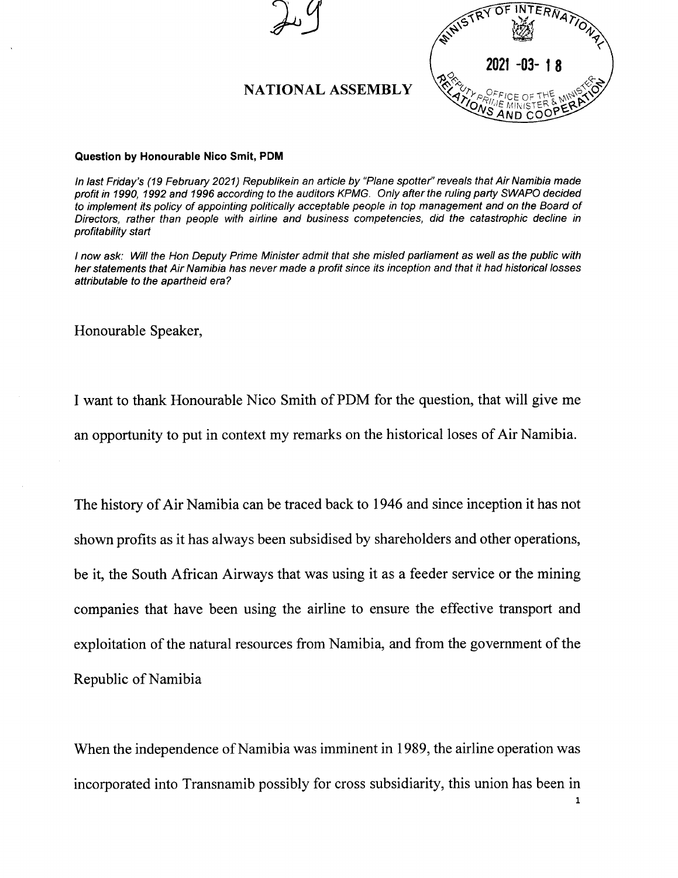# NATIONAL ASSEMBLY

**Question by Honourable Nico Smit, PDM**

*In last Friday's (19 February 2021) Republikein an article by "Plane spotter" reveals that Air Namibia made profit in 1990, 1992 and 1996 according to the auditors KPMG. Only after the ruling party SWAPO decided to implement its policy of appointing politically acceptable people in top management and on the Board of Directors, rather than people with airline and business competencies, did the catastrophic decline in profitability start*

*I now ask: Will the Hon Deputy Prime Minister admit that she misled parliament as well as the public with her statements that Air Namibia has never made a profit since its inception and that it had historical losses attributable to the apartheid era?*

Honourable Speaker,

I want to thank Honourable Nico Smith of PDM for the question, that will give me an opportunity to put in context my remarks on the historical loses of Air Namibia.

The history of Air Namibia can be traced back to 1946 and since inception it has not shown profits as it has always been subsidised by shareholders and other operations, be it, the South African Airways that was using it as a feeder service or the mining companies that have been using the airline to ensure the effective transport and exploitation of the natural resources from Namibia, and from the government of the Republic of Namibia

When the independence of Namibia was imminent in 1989, the airline operation was incorporated into Transnamib possibly for cross subsidiarity, this union has been in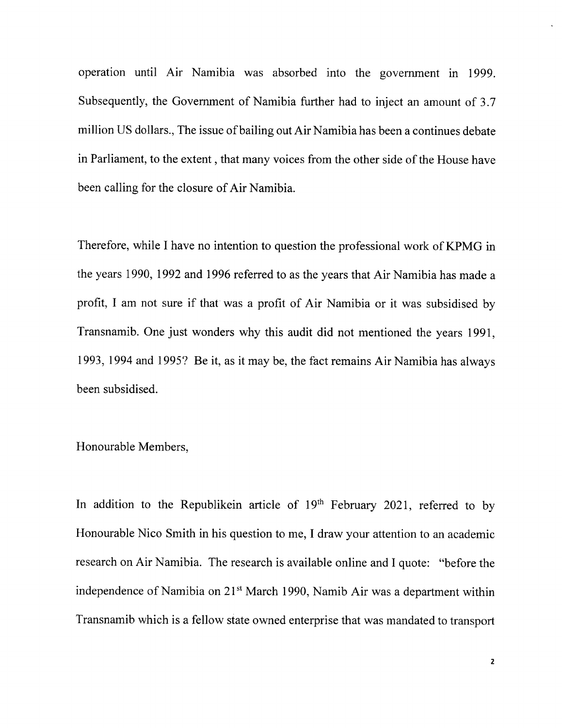operation until Air Namibia was absorbed into the government in 1999. Subsequently, the Government of Namibia further had to inject an amount of 3.7 million US dollars., The issue of bailing out Air Namibia has been a continues debate in Parliament, to the extent , that many voices from the other side of the House have been calling for the closure of Air Namibia.

Therefore, while I have no intention to question the professional work of KPMG in the years 1990, 1992 and 1996 referred to as the years that Air Namibia has made a profit, I am not sure if that was a profit of Air Namibia or it was subsidised by Transnamib. One just wonders why this audit did not mentioned the years 1991, 1993, 1994 and 1995? Be it, as it may be, the fact remains Air Namibia has always been subsidised.

Honourable Members,

In addition to the Republikein article of 19th February 2021, referred to by Honourable Nico Smith in his question to me, I draw your attention to an academic research on Air Namibia. The research is available online and I quote: "before the independence of Namibia on 21st March 1990, Namib Air was a department within Transnamib which is a fellow state owned enterprise that was mandated to transport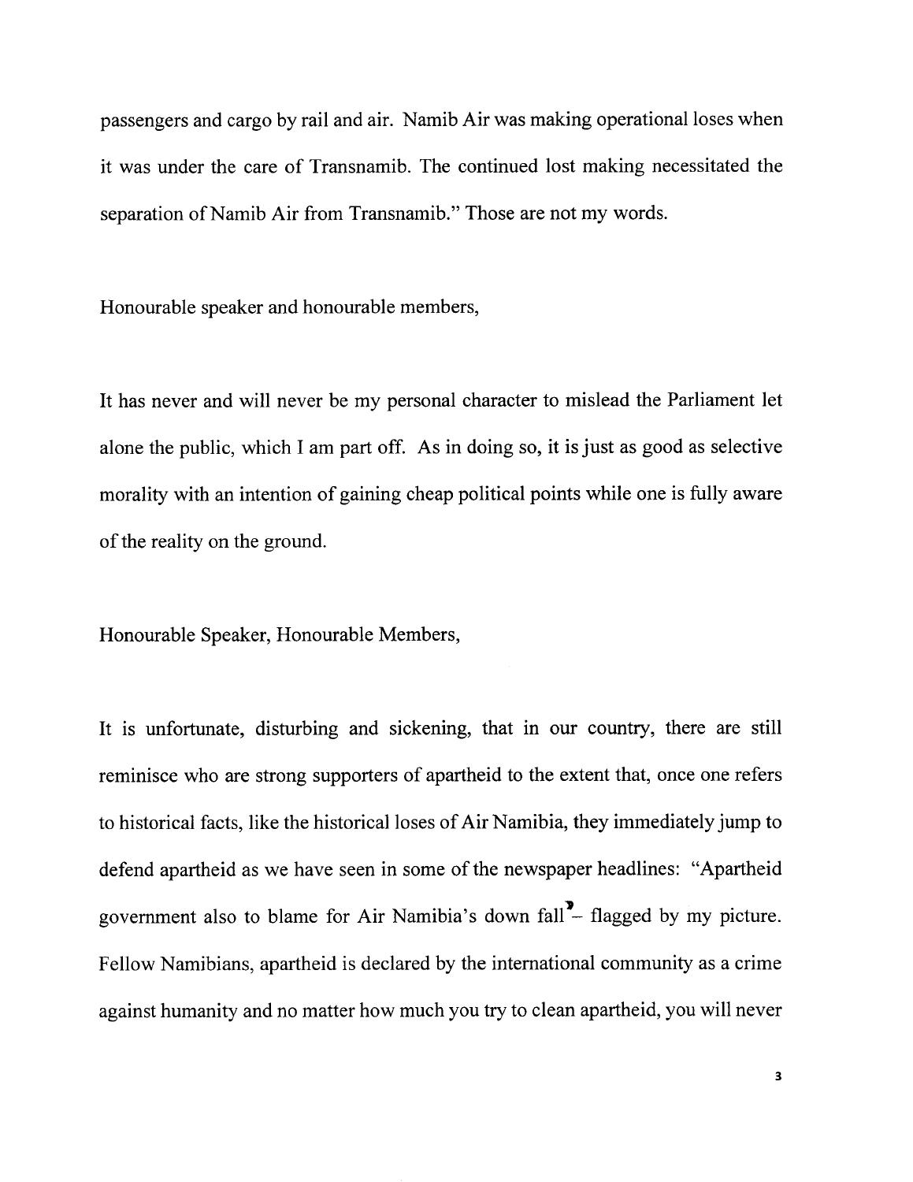passengers and cargo by rail and air. Namib Air was making operational loses when it was under the care of Transnamib. The continued lost making necessitated the separation of Namib Air from Transnamib." Those are not my words.

Honourable speaker and honourable members,

It has never and will never be my personal character to mislead the Parliament let alone the public, which I am part off. As in doing so, it is just as good as selective morality with an intention of gaining cheap political points while one is fully aware of the reality on the ground.

Honourable Speaker, Honourable Members,

It is unfortunate, disturbing and sickening, that in our country, there are still reminisce who are strong supporters of apartheid to the extent that, once one refers to historical facts, like the historical loses of Air Namibia, they immediately jump to defend apartheid as we have seen in some of the newspaper headlines: "Apartheid government also to blame for Air Namibia's down fall" – flagged by my picture. Fellow Namibians, apartheid is declared by the international community as a crime against humanity and no matter how much you try to clean apartheid, you will never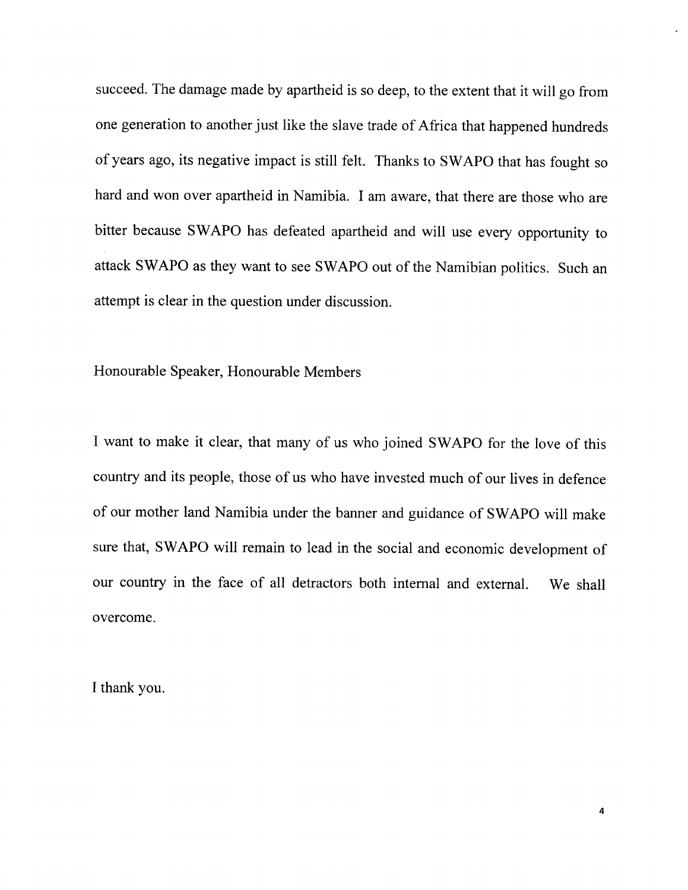succeed. The damage made by apartheid is so deep, to the extent that it will go from one generation to another just like the slave trade of Africa that happened hundreds of years ago, its negative impact is still felt. Thanks to SWAPO that has fought so hard and won over apartheid in Namibia. I am aware, that there are those who are bitter because SWAPO has defeated apartheid and will use every opportunity to attack SWAPO as they want to see SWAPO out of the Namibian politics. Such an attempt is clear in the question under discussion.

Honourable Speaker, Honourable Members

I want to make it clear, that many of us who joined SWAPO for the love of this country and its people, those of us who have invested much of our lives in defence of our mother land Namibia under the banner and guidance of SWAPO will make sure that, SWAPO will remain to lead in the social and economic development of our country in the face of all detractors both internal and external. We shall overcome.

I thank you.